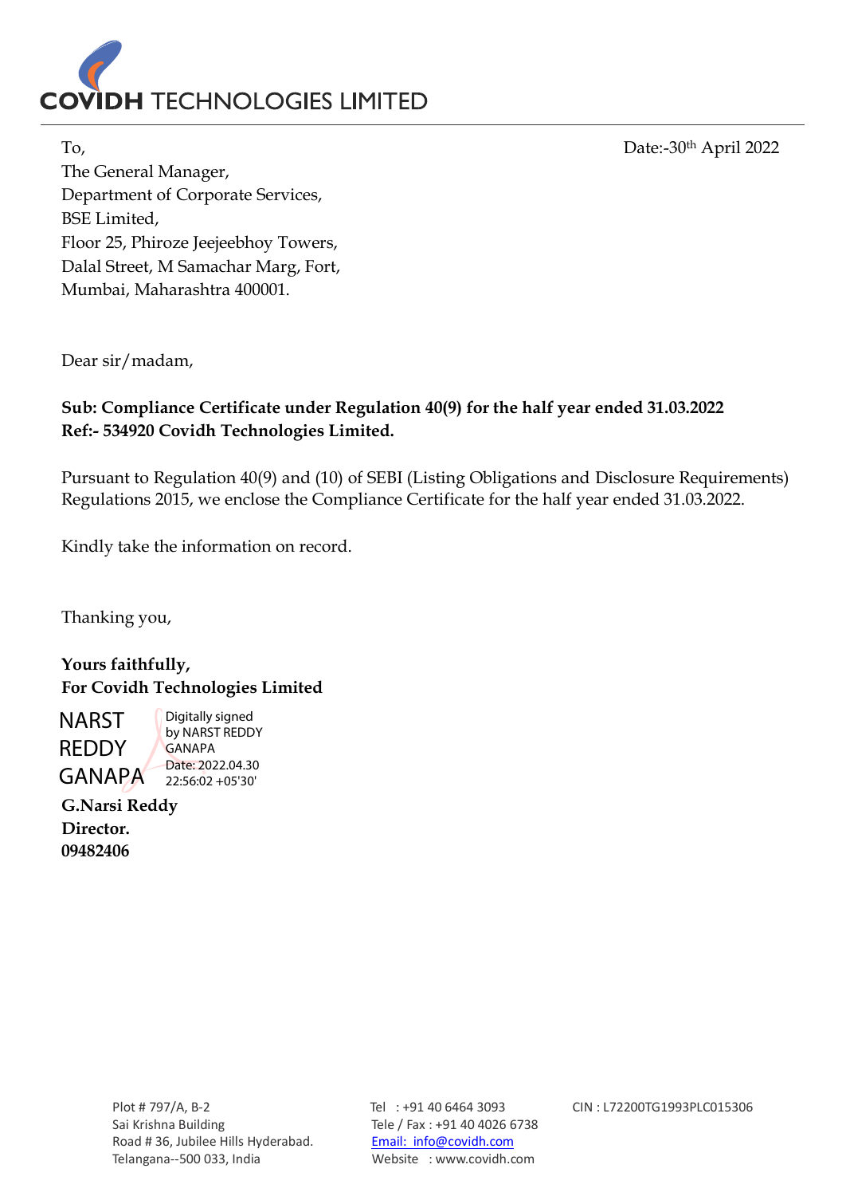# COVIDH TECHNOLOGIES LIMITED

To,

The General Manager,
Department of Corporate Services,
BSE Limited,
Floor 25, Phiroze Jeejeebhoy Towers,
Dalal Street, M Samachar Marg, Fort,
Mumbai, Maharashtra 400001.

Date:-30th April 2022

Dear sir/madam,

**Sub: Compliance Certificate under Regulation 40(9) for the half year ended 31.03.2022**
**Ref:- 534920 Covidh Technologies Limited.**

Pursuant to Regulation 40(9) and (10) of SEBI (Listing Obligations and Disclosure Requirements) Regulations 2015, we enclose the Compliance Certificate for the half year ended 31.03.2022.

Kindly take the information on record.

Thanking you,

**Yours faithfully,**
**For Covidh Technologies Limited**

NARST REDDY GANAPA

Digitally signed by NARST REDDY GANAPA
Date: 2022.04.30 22:56:02 +05'30'

**G.Narsi Reddy**
**Director.**
**09482406**

Plot # 797/A, B-2
Sai Krishna Building
Road # 36, Jubilee Hills Hyderabad.
Telangana--500 033, India

Tel : +91 40 6464 3093
Tele / Fax : +91 40 4026 6738
Email: info@covidh.com
Website : www.covidh.com

CIN : L72200TG1993PLC015306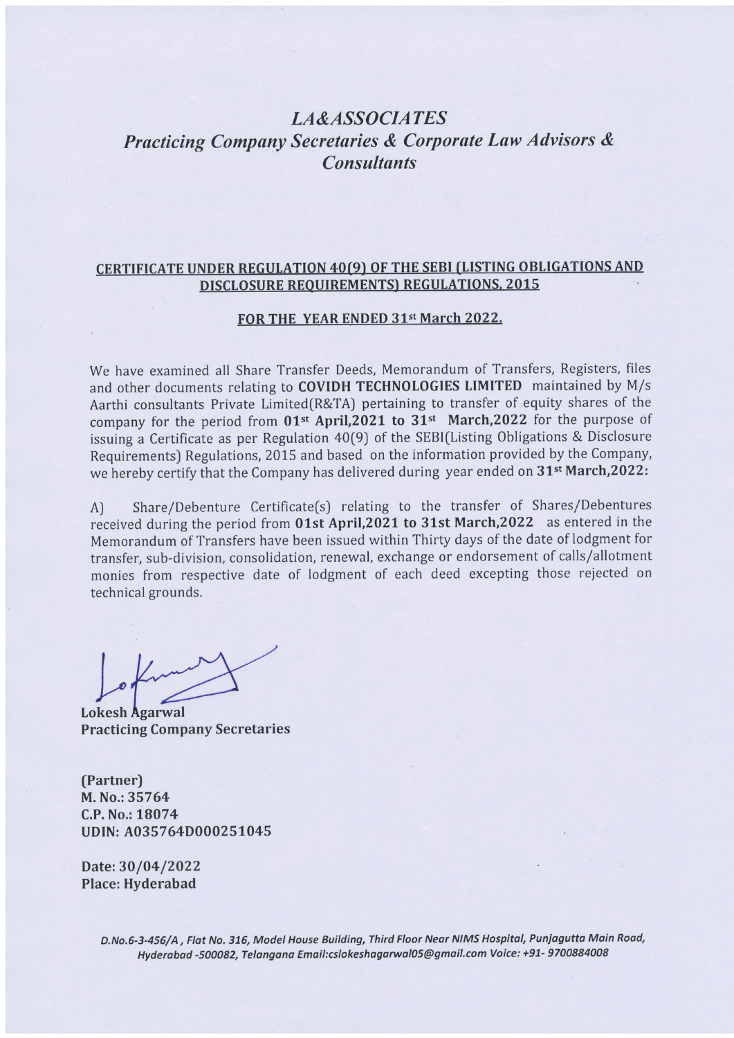# *LA&ASSOCIATES*

## *Practicing Company Secretaries & Corporate Law Advisors & Consultants*

**CERTIFICATE UNDER REGULATION 40(9) OF THE SEBI (LISTING OBLIGATIONS AND DISCLOSURE REQUIREMENTS) REGULATIONS, 2015**

**FOR THE YEAR ENDED 31st March 2022.**

We have examined all Share Transfer Deeds, Memorandum of Transfers, Registers, files and other documents relating to **COVIDH TECHNOLOGIES LIMITED** maintained by M/s Aarthi consultants Private Limited(R&TA) pertaining to transfer of equity shares of the company for the period from **01st April,2021 to 31st March,2022** for the purpose of issuing a Certificate as per Regulation 40(9) of the SEBI(Listing Obligations & Disclosure Requirements) Regulations, 2015 and based on the information provided by the Company, we hereby certify that the Company has delivered during year ended on **31st March,2022:**

A) Share/Debenture Certificate(s) relating to the transfer of Shares/Debentures received during the period from **01st April,2021 to 31st March,2022** as entered in the Memorandum of Transfers have been issued within Thirty days of the date of lodgment for transfer, sub-division, consolidation, renewal, exchange or endorsement of calls/allotment monies from respective date of lodgment of each deed excepting those rejected on technical grounds.

**Lokesh Agarwal**
**Practicing Company Secretaries**

**(Partner)**
**M. No.: 35764**
**C.P. No.: 18074**
**UDIN: A035764D000251045**

**Date: 30/04/2022**
**Place: Hyderabad**

*D.No.6-3-456/A, Flat No. 316, Model House Building, Third Floor Near NIMS Hospital, Punjagutta Main Road, Hyderabad -500082, Telangana Email:cslokeshagarwal05@gmail.com Voice: +91- 9700884008*